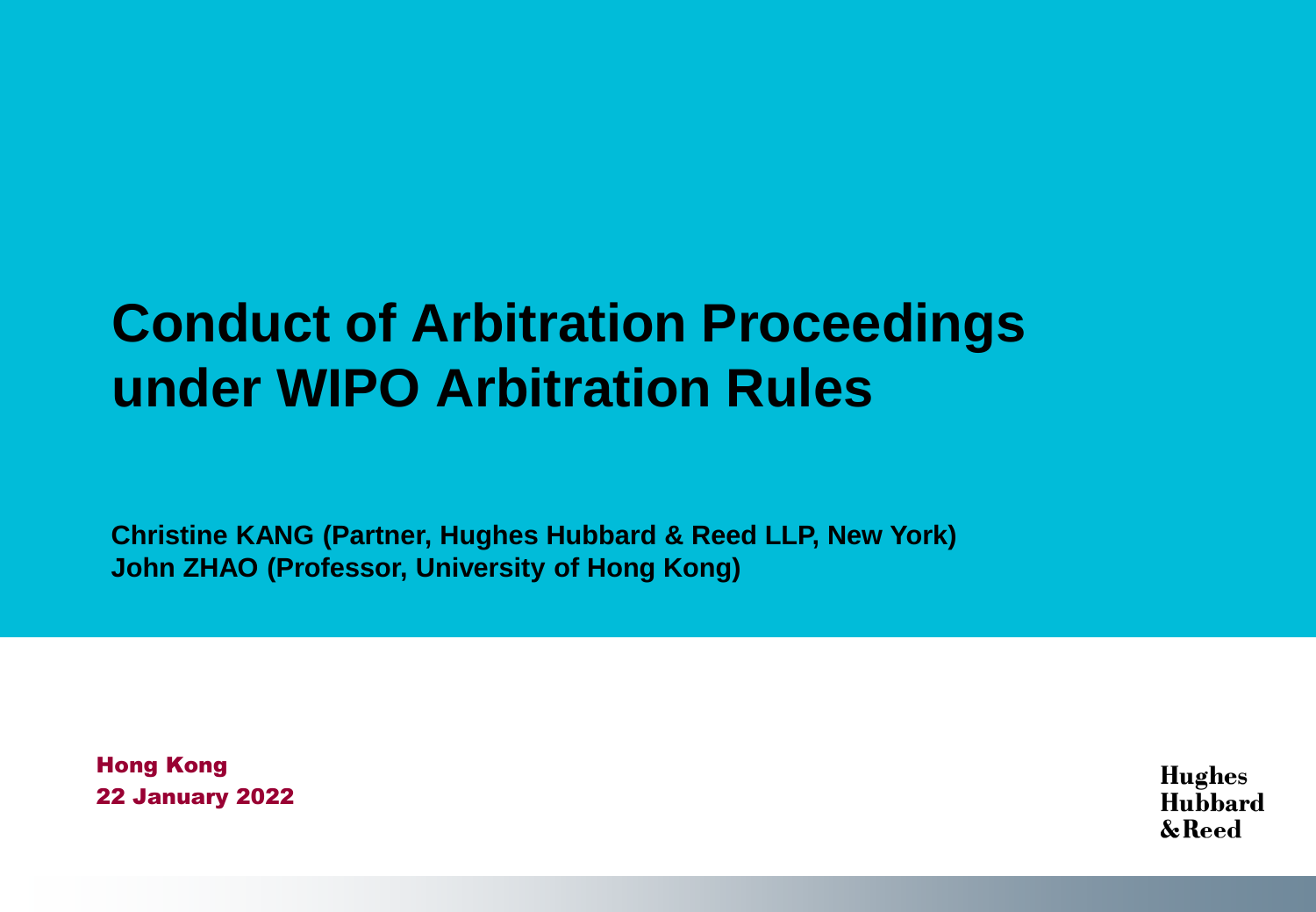# Conduct of Arbitration Proceedings under WIPO Arbitration Rules

**Christine KANG (Partner, Hughes Hubbard & Reed LLP, New York)**
**John ZHAO (Professor, University of Hong Kong)**

Hong Kong
22 January 2022

Hughes Hubbard & Reed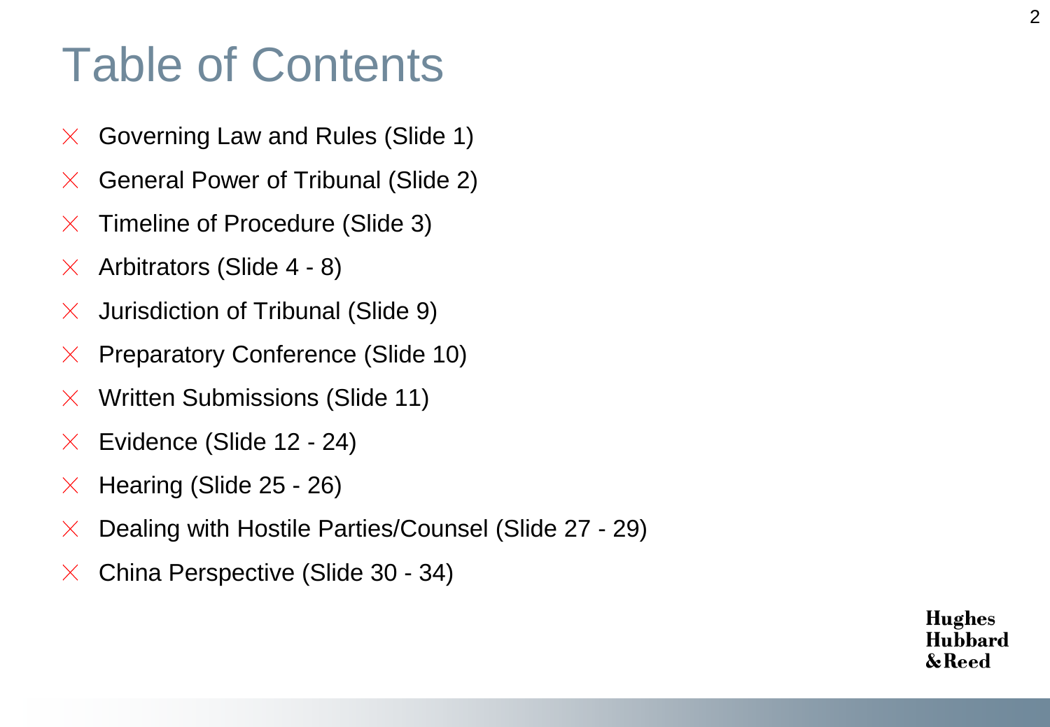# Table of Contents

- Governing Law and Rules (Slide 1)
- General Power of Tribunal (Slide 2)
- Timeline of Procedure (Slide 3)
- Arbitrators (Slide 4 - 8)
- Jurisdiction of Tribunal (Slide 9)
- Preparatory Conference (Slide 10)
- Written Submissions (Slide 11)
- Evidence (Slide 12 - 24)
- Hearing (Slide 25 - 26)
- Dealing with Hostile Parties/Counsel (Slide 27 - 29)
- China Perspective (Slide 30 - 34)

Hughes Hubbard & Reed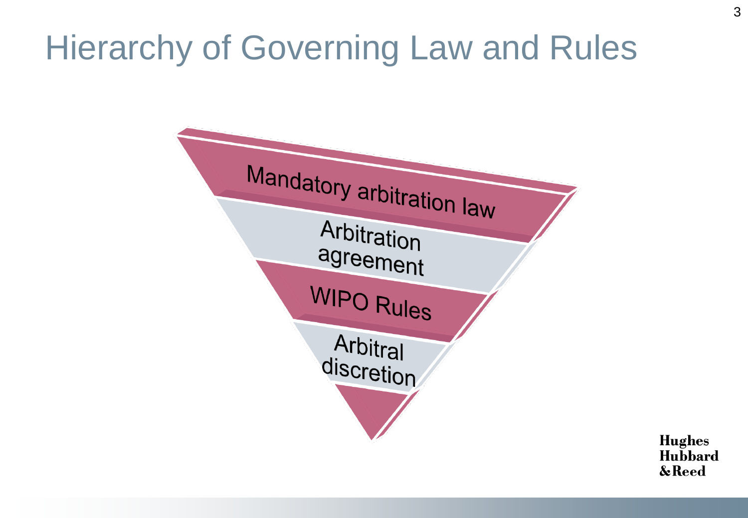# Hierarchy of Governing Law and Rules

- Mandatory arbitration law
- Arbitration agreement
- WIPO Rules
- Arbitral discretion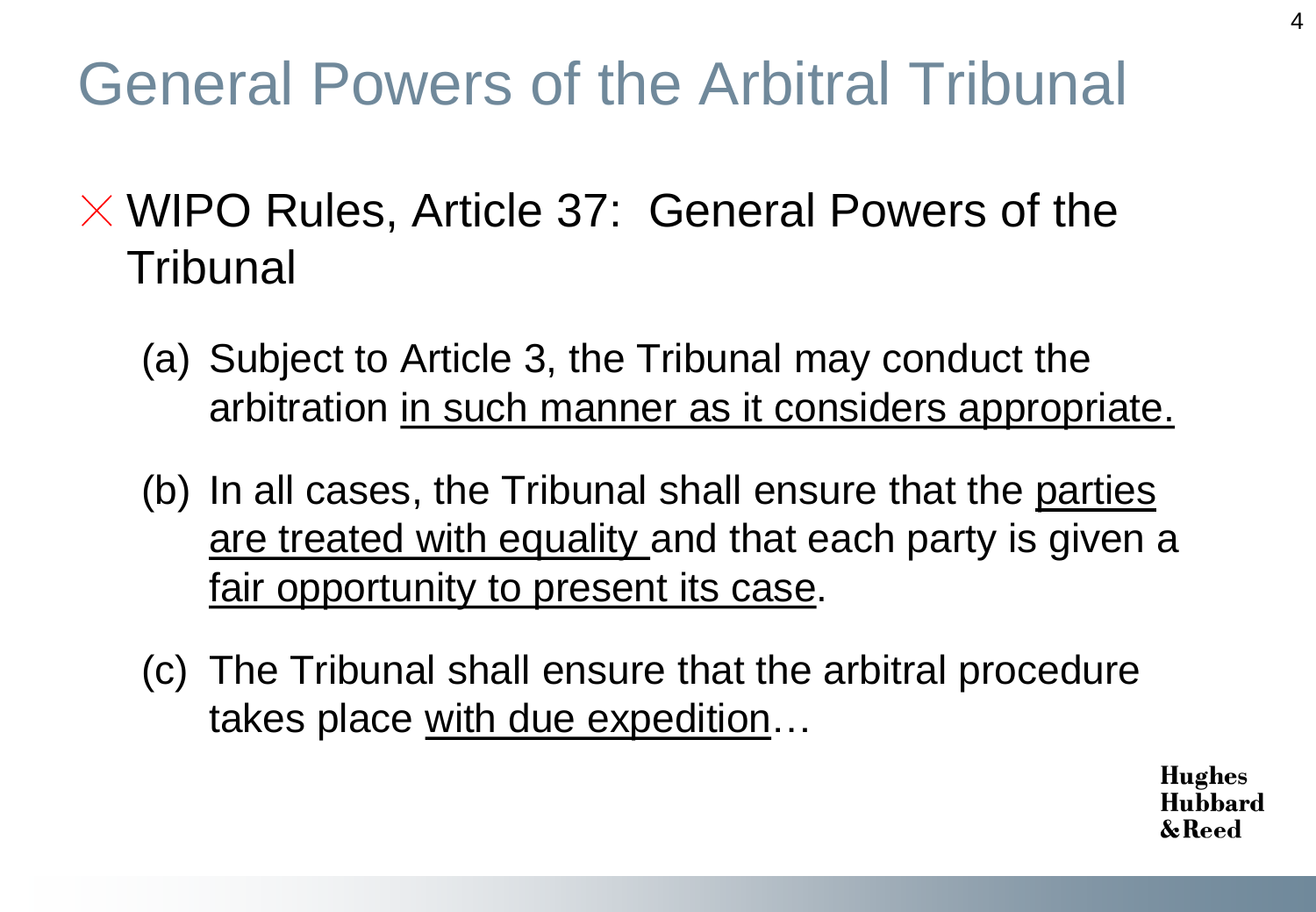# General Powers of the Arbitral Tribunal

- WIPO Rules, Article 37: General Powers of the Tribunal
  - (a) Subject to Article 3, the Tribunal may conduct the arbitration in such manner as it considers appropriate.
  - (b) In all cases, the Tribunal shall ensure that the parties are treated with equality and that each party is given a fair opportunity to present its case.
  - (c) The Tribunal shall ensure that the arbitral procedure takes place with due expedition…

Hughes Hubbard & Reed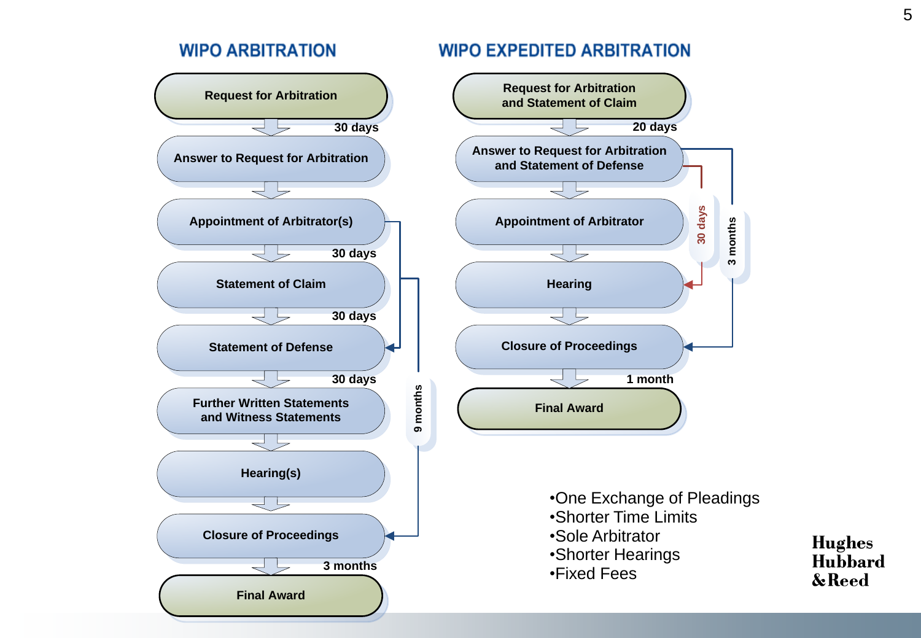## WIPO ARBITRATION

- Request for Arbitration
  - 30 days
- Answer to Request for Arbitration
- Appointment of Arbitrator(s)
  - 30 days
- Statement of Claim
  - 30 days
- Statement of Defense
  - 30 days
- Further Written Statements and Witness Statements
- Hearing(s)
- Closure of Proceedings
  - 3 months
- Final Award

9 months (Statement of Claim → Closure of Proceedings)

## WIPO EXPEDITED ARBITRATION

- Request for Arbitration and Statement of Claim
  - 20 days
- Answer to Request for Arbitration and Statement of Defense
- Appointment of Arbitrator
- Hearing
- Closure of Proceedings
  - 1 month
- Final Award

30 days (Answer to Request for Arbitration and Statement of Defense → Hearing)

3 months (Answer to Request for Arbitration and Statement of Defense → Closure of Proceedings)

- One Exchange of Pleadings
- Shorter Time Limits
- Sole Arbitrator
- Shorter Hearings
- Fixed Fees

Hughes Hubbard & Reed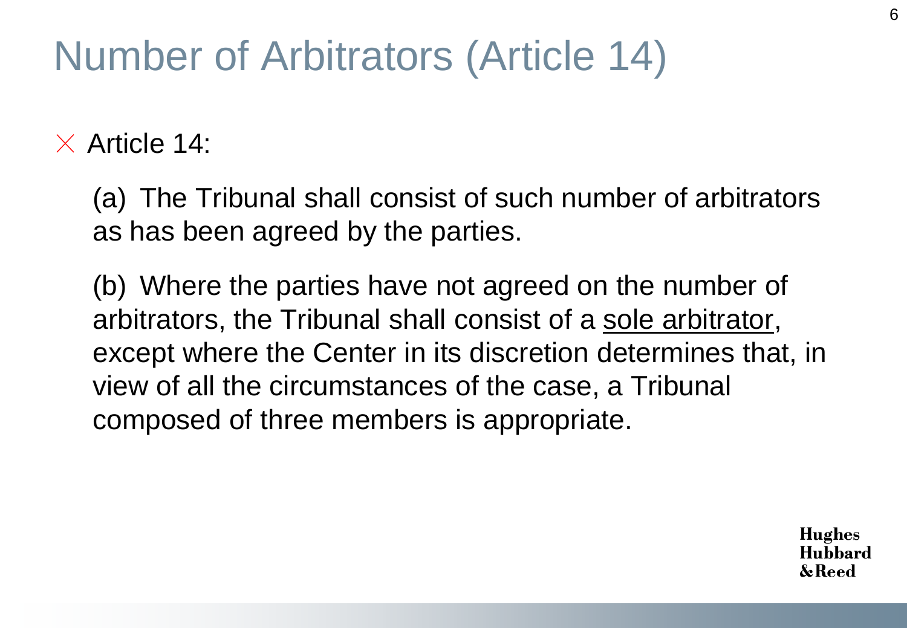# Number of Arbitrators (Article 14)

- Article 14:

  (a) The Tribunal shall consist of such number of arbitrators as has been agreed by the parties.

  (b) Where the parties have not agreed on the number of arbitrators, the Tribunal shall consist of a <u>sole arbitrator</u>, except where the Center in its discretion determines that, in view of all the circumstances of the case, a Tribunal composed of three members is appropriate.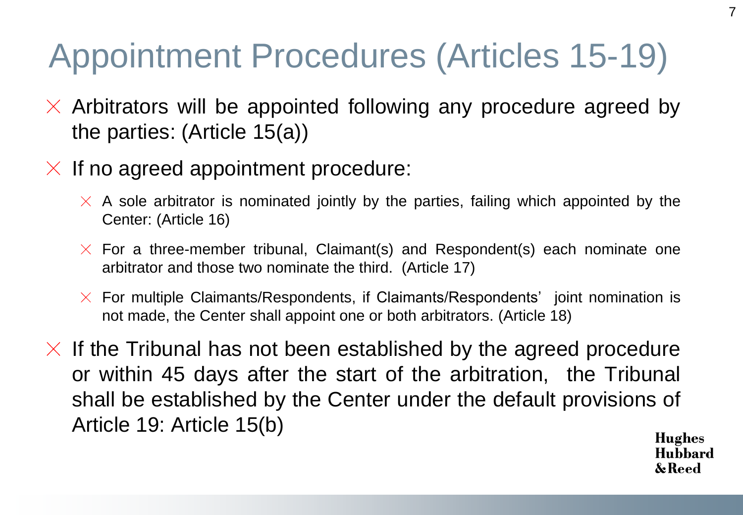# Appointment Procedures (Articles 15-19)

- Arbitrators will be appointed following any procedure agreed by the parties: (Article 15(a))
- If no agreed appointment procedure:
  - A sole arbitrator is nominated jointly by the parties, failing which appointed by the Center: (Article 16)
  - For a three-member tribunal, Claimant(s) and Respondent(s) each nominate one arbitrator and those two nominate the third. (Article 17)
  - For multiple Claimants/Respondents, if Claimants/Respondents' joint nomination is not made, the Center shall appoint one or both arbitrators. (Article 18)
- If the Tribunal has not been established by the agreed procedure or within 45 days after the start of the arbitration, the Tribunal shall be established by the Center under the default provisions of Article 19: Article 15(b)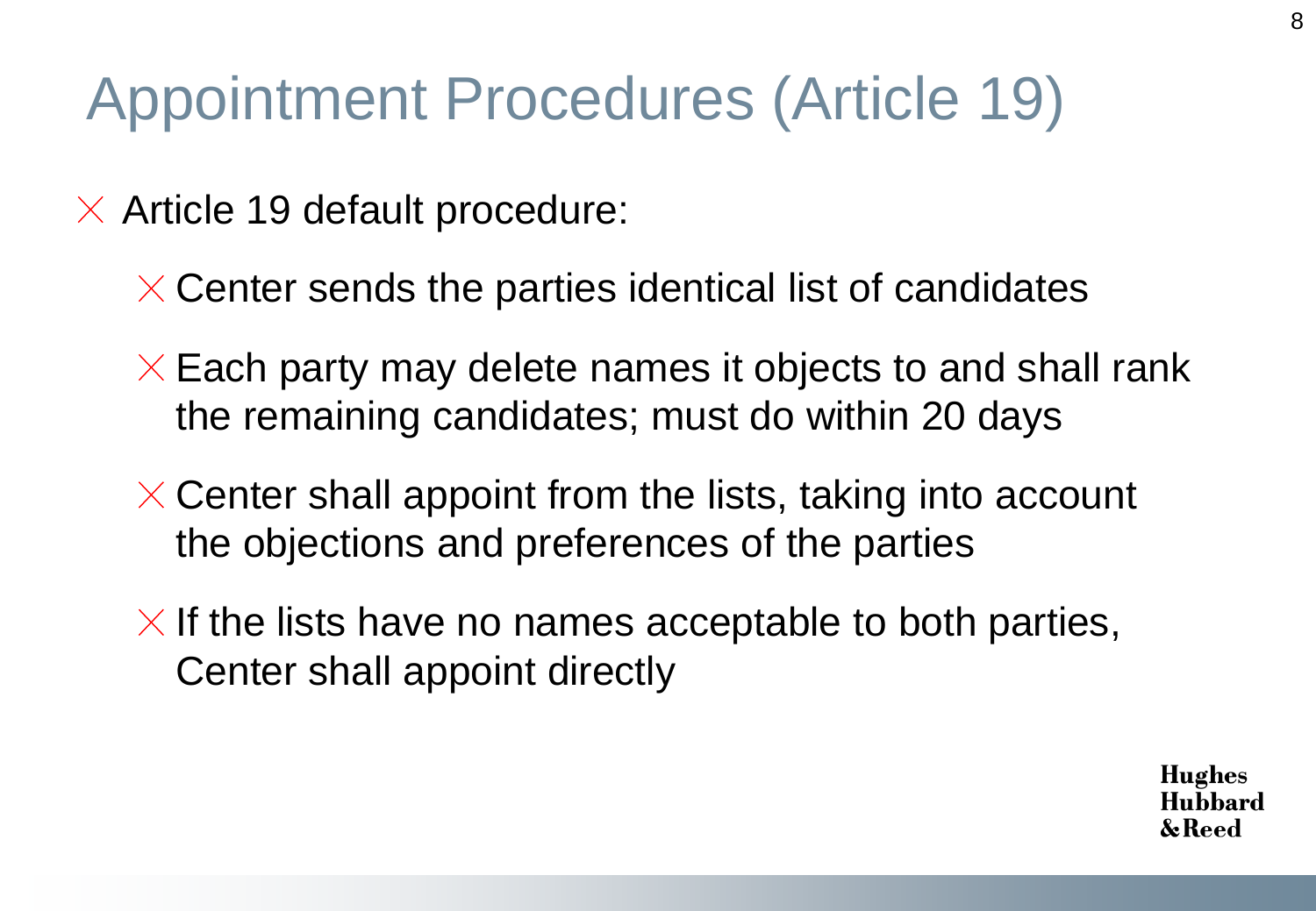# Appointment Procedures (Article 19)

- Article 19 default procedure:
  - Center sends the parties identical list of candidates
  - Each party may delete names it objects to and shall rank the remaining candidates; must do within 20 days
  - Center shall appoint from the lists, taking into account the objections and preferences of the parties
  - If the lists have no names acceptable to both parties, Center shall appoint directly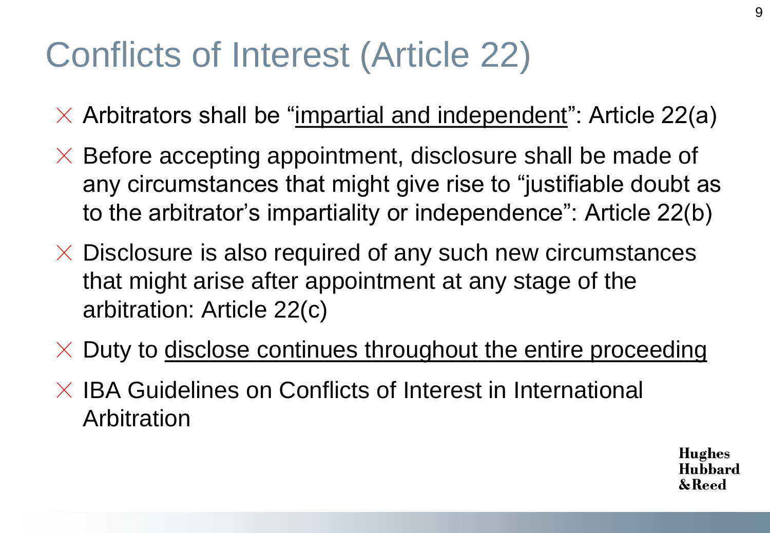# Conflicts of Interest (Article 22)

- Arbitrators shall be "impartial and independent": Article 22(a)
- Before accepting appointment, disclosure shall be made of any circumstances that might give rise to "justifiable doubt as to the arbitrator's impartiality or independence": Article 22(b)
- Disclosure is also required of any such new circumstances that might arise after appointment at any stage of the arbitration: Article 22(c)
- Duty to disclose continues throughout the entire proceeding
- IBA Guidelines on Conflicts of Interest in International Arbitration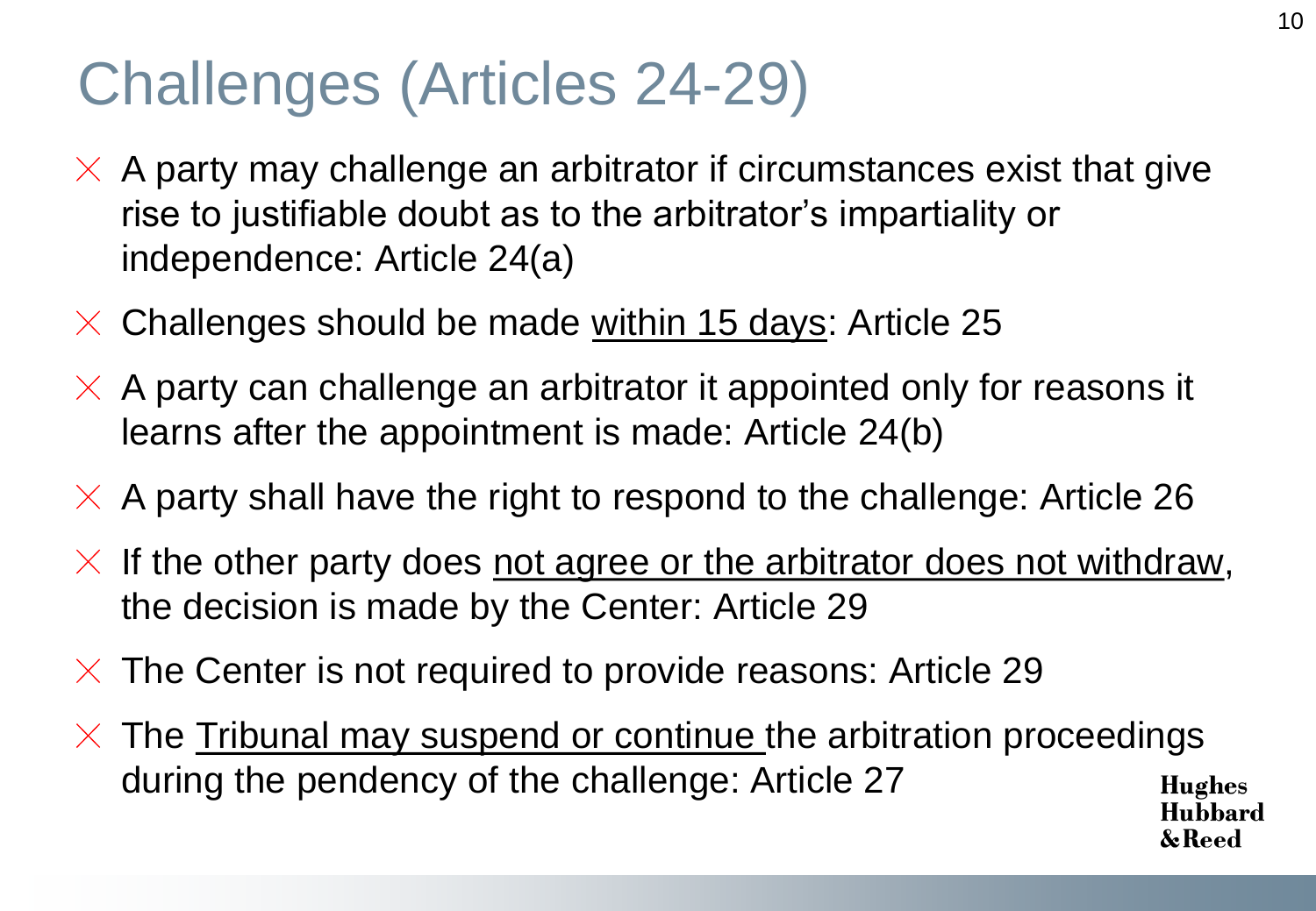# Challenges (Articles 24-29)

- A party may challenge an arbitrator if circumstances exist that give rise to justifiable doubt as to the arbitrator's impartiality or independence: Article 24(a)
- Challenges should be made <u>within 15 days</u>: Article 25
- A party can challenge an arbitrator it appointed only for reasons it learns after the appointment is made: Article 24(b)
- A party shall have the right to respond to the challenge: Article 26
- If the other party does <u>not agree or the arbitrator does not withdraw</u>, the decision is made by the Center: Article 29
- The Center is not required to provide reasons: Article 29
- The <u>Tribunal may suspend or continue</u> the arbitration proceedings during the pendency of the challenge: Article 27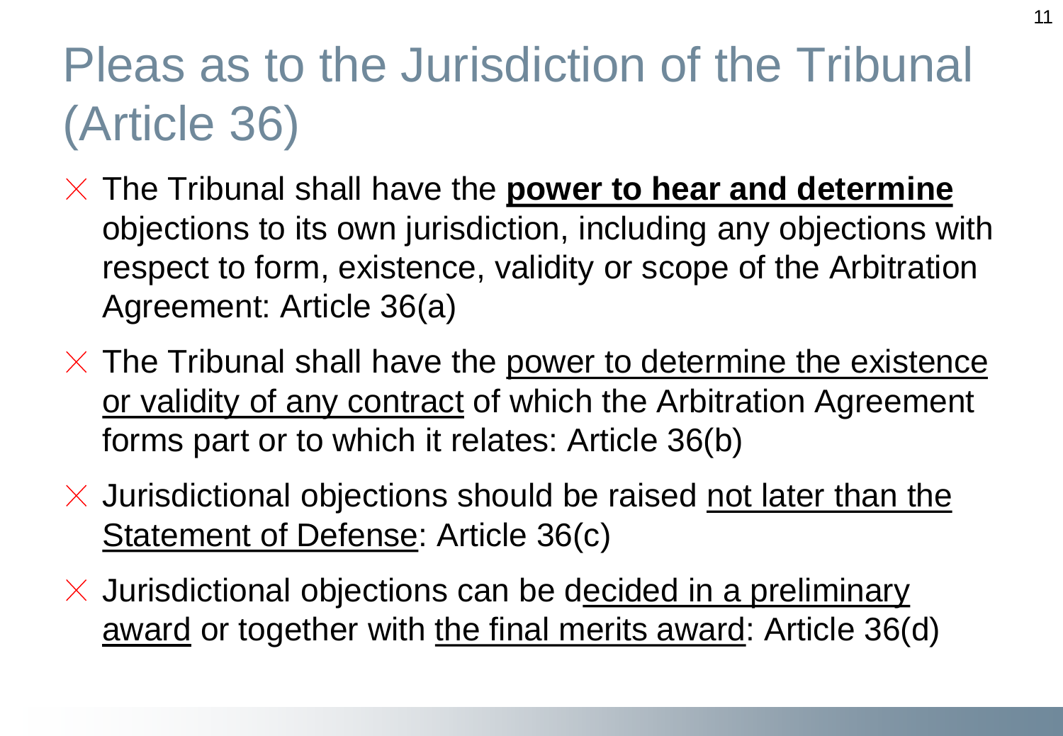# Pleas as to the Jurisdiction of the Tribunal (Article 36)

- The Tribunal shall have the **power to hear and determine** objections to its own jurisdiction, including any objections with respect to form, existence, validity or scope of the Arbitration Agreement: Article 36(a)
- The Tribunal shall have the power to determine the existence or validity of any contract of which the Arbitration Agreement forms part or to which it relates: Article 36(b)
- Jurisdictional objections should be raised not later than the Statement of Defense: Article 36(c)
- Jurisdictional objections can be decided in a preliminary award or together with the final merits award: Article 36(d)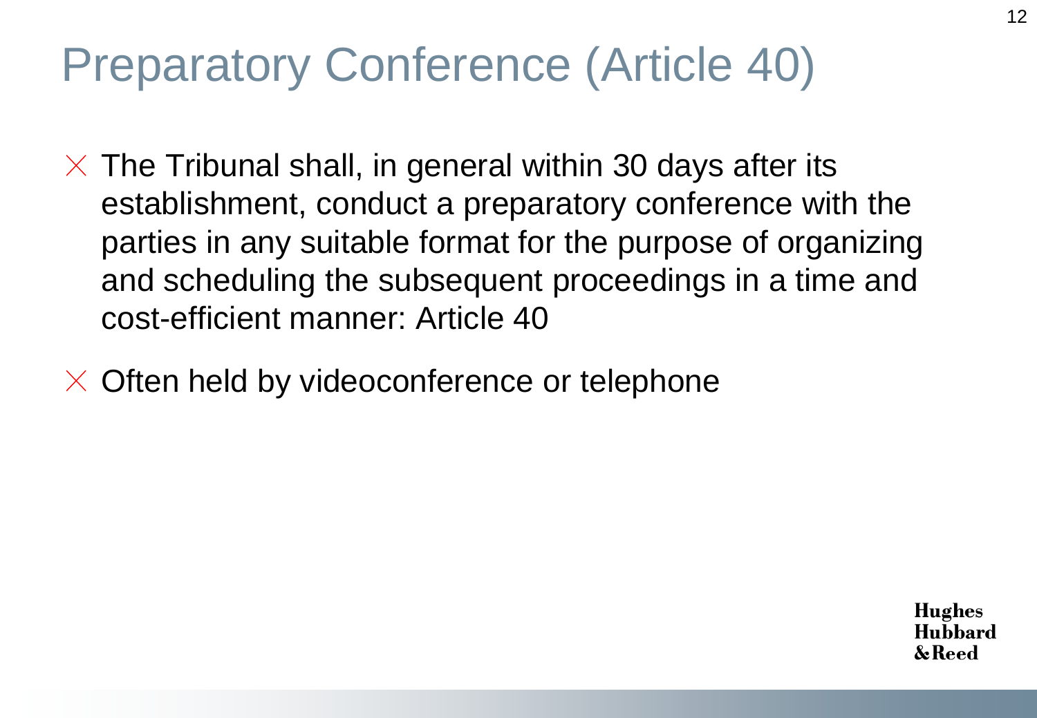# Preparatory Conference (Article 40)

- The Tribunal shall, in general within 30 days after its establishment, conduct a preparatory conference with the parties in any suitable format for the purpose of organizing and scheduling the subsequent proceedings in a time and cost-efficient manner: Article 40
- Often held by videoconference or telephone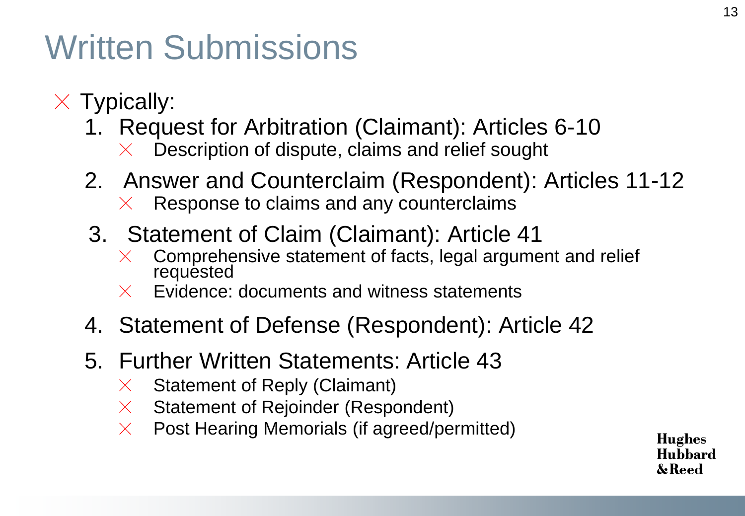# Written Submissions

- Typically:
  1. Request for Arbitration (Claimant): Articles 6-10
     - Description of dispute, claims and relief sought
  2. Answer and Counterclaim (Respondent): Articles 11-12
     - Response to claims and any counterclaims
  3. Statement of Claim (Claimant): Article 41
     - Comprehensive statement of facts, legal argument and relief requested
     - Evidence: documents and witness statements
  4. Statement of Defense (Respondent): Article 42
  5. Further Written Statements: Article 43
     - Statement of Reply (Claimant)
     - Statement of Rejoinder (Respondent)
     - Post Hearing Memorials (if agreed/permitted)

Hughes Hubbard & Reed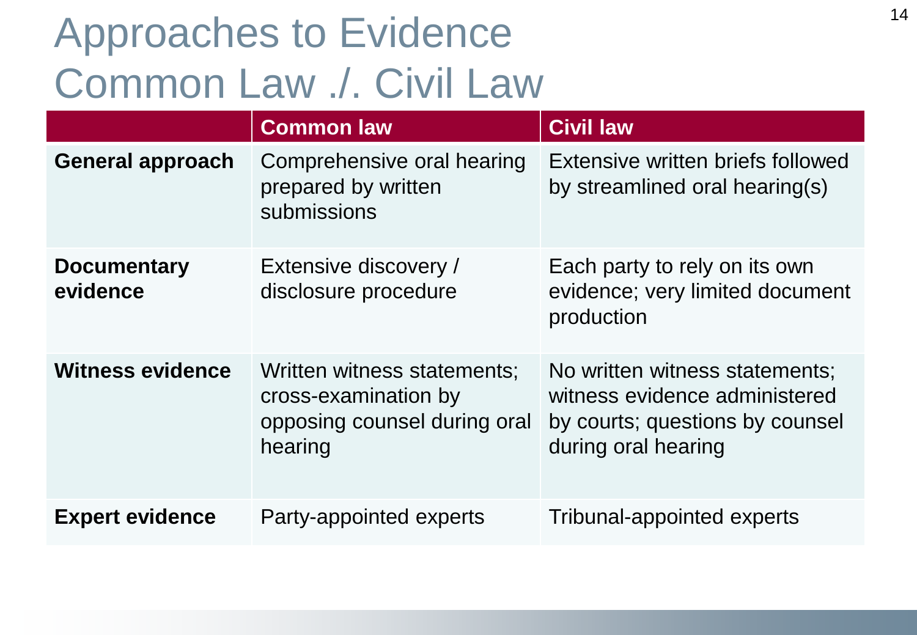# Approaches to Evidence Common Law ./. Civil Law

| | Common law | Civil law |
|---|---|---|
| **General approach** | Comprehensive oral hearing prepared by written submissions | Extensive written briefs followed by streamlined oral hearing(s) |
| **Documentary evidence** | Extensive discovery / disclosure procedure | Each party to rely on its own evidence; very limited document production |
| **Witness evidence** | Written witness statements; cross-examination by opposing counsel during oral hearing | No written witness statements; witness evidence administered by courts; questions by counsel during oral hearing |
| **Expert evidence** | Party-appointed experts | Tribunal-appointed experts |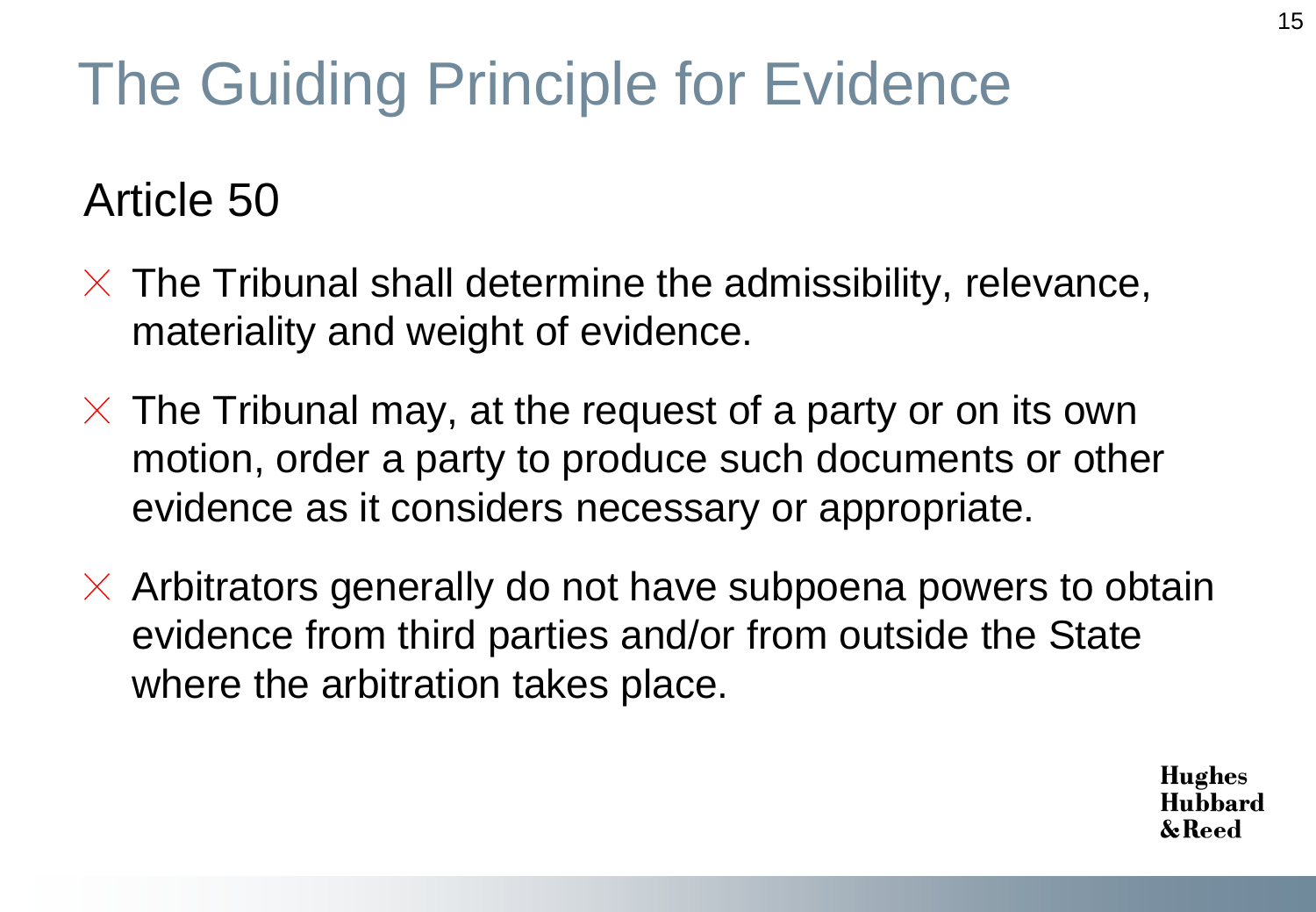# The Guiding Principle for Evidence

## Article 50

- The Tribunal shall determine the admissibility, relevance, materiality and weight of evidence.
- The Tribunal may, at the request of a party or on its own motion, order a party to produce such documents or other evidence as it considers necessary or appropriate.
- Arbitrators generally do not have subpoena powers to obtain evidence from third parties and/or from outside the State where the arbitration takes place.

Hughes Hubbard & Reed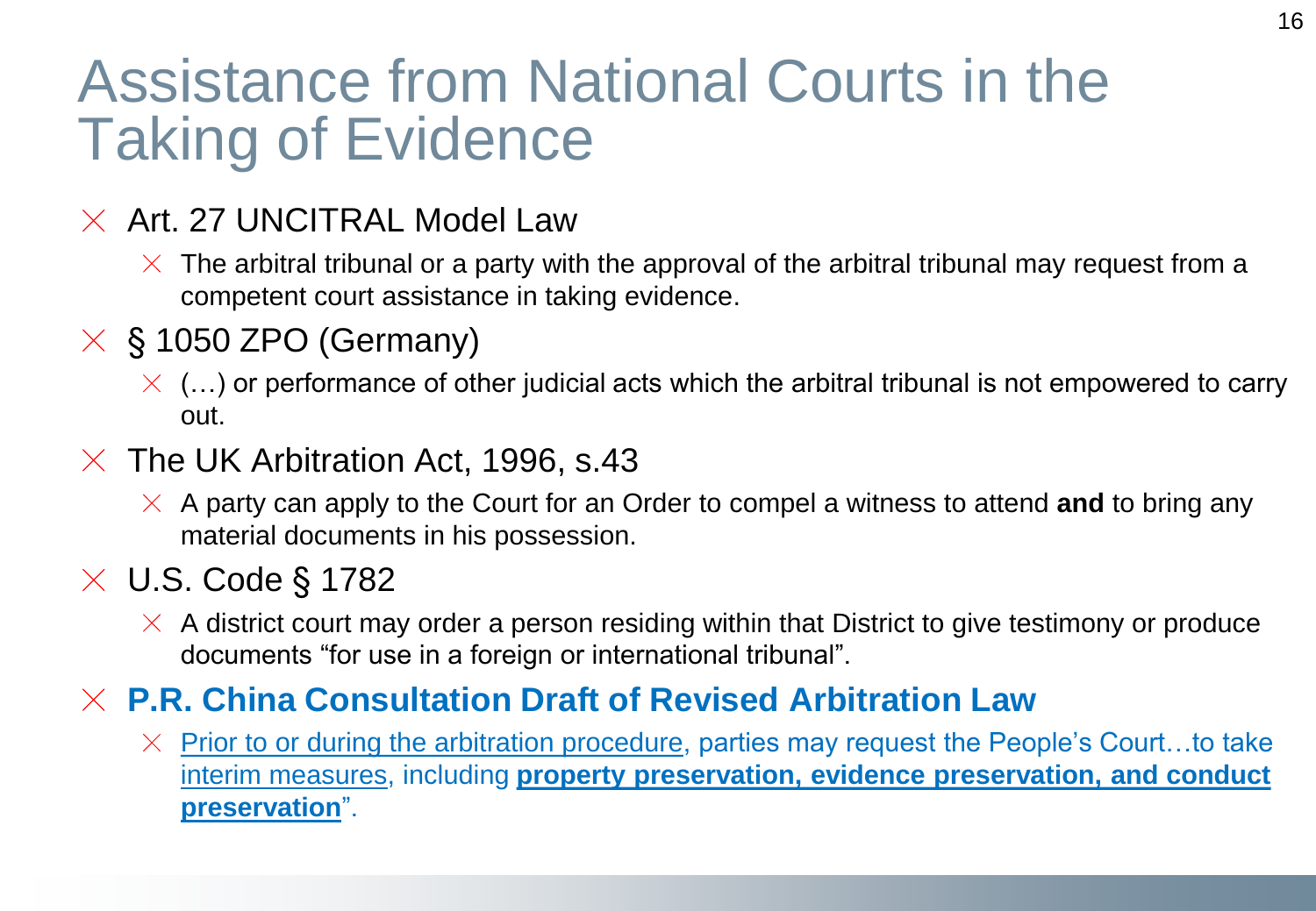# Assistance from National Courts in the Taking of Evidence

- Art. 27 UNCITRAL Model Law
  - The arbitral tribunal or a party with the approval of the arbitral tribunal may request from a competent court assistance in taking evidence.
- § 1050 ZPO (Germany)
  - (…) or performance of other judicial acts which the arbitral tribunal is not empowered to carry out.
- The UK Arbitration Act, 1996, s.43
  - A party can apply to the Court for an Order to compel a witness to attend **and** to bring any material documents in his possession.
- U.S. Code § 1782
  - A district court may order a person residing within that District to give testimony or produce documents "for use in a foreign or international tribunal".
- **P.R. China Consultation Draft of Revised Arbitration Law**
  - Prior to or during the arbitration procedure, parties may request the People's Court…to take interim measures, including **property preservation, evidence preservation, and conduct preservation**".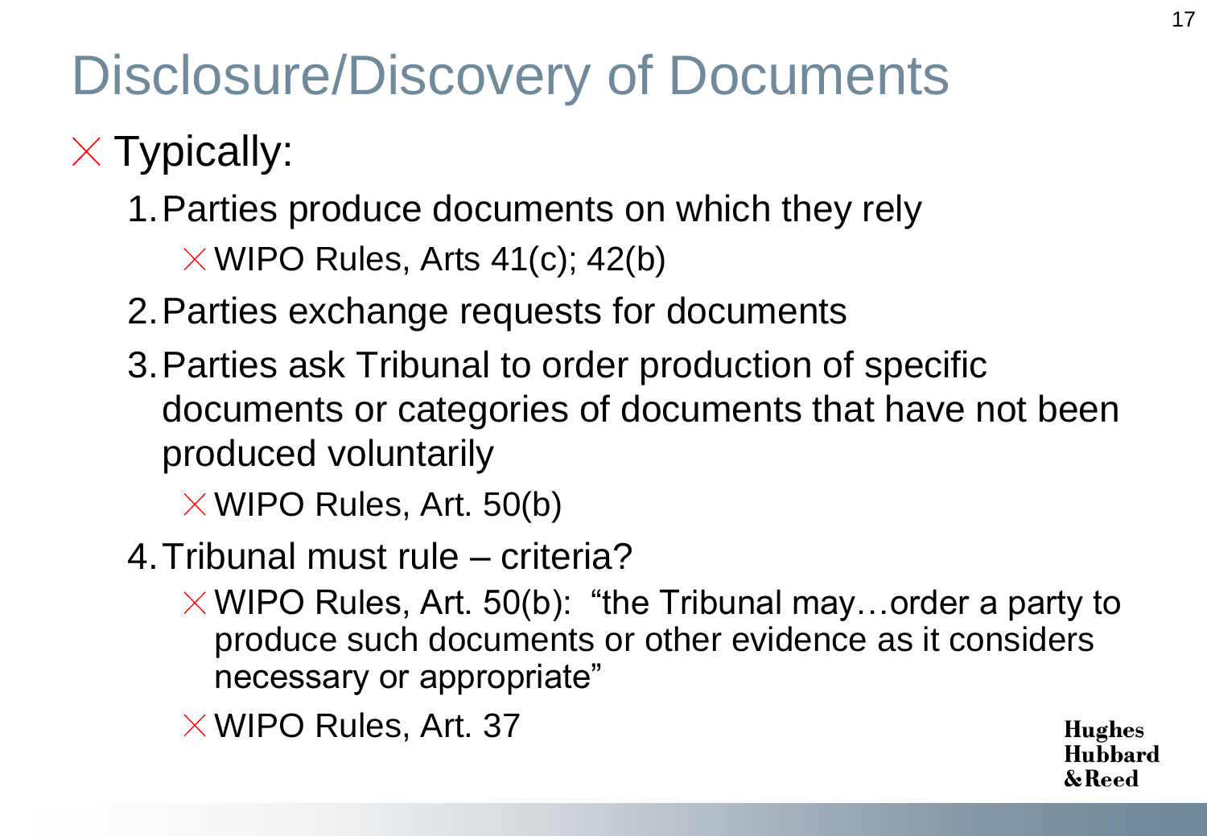# Disclosure/Discovery of Documents

- Typically:
  1. Parties produce documents on which they rely
     - WIPO Rules, Arts 41(c); 42(b)
  2. Parties exchange requests for documents
  3. Parties ask Tribunal to order production of specific documents or categories of documents that have not been produced voluntarily
     - WIPO Rules, Art. 50(b)
  4. Tribunal must rule – criteria?
     - WIPO Rules, Art. 50(b): "the Tribunal may…order a party to produce such documents or other evidence as it considers necessary or appropriate"
     - WIPO Rules, Art. 37

Hughes Hubbard &Reed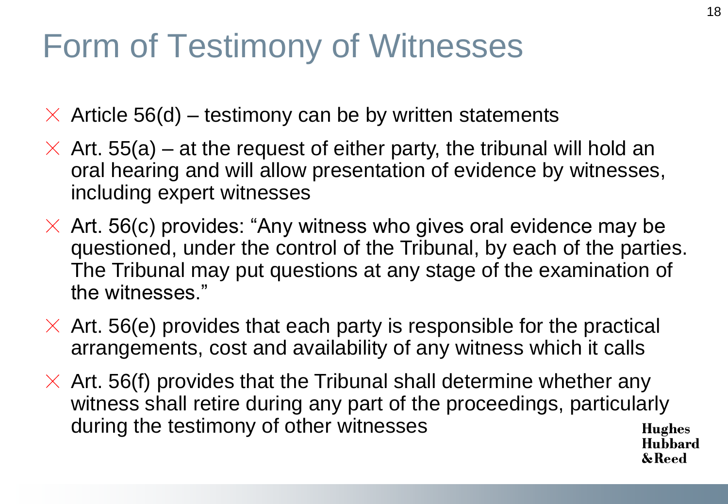# Form of Testimony of Witnesses

- Article 56(d) – testimony can be by written statements
- Art. 55(a) – at the request of either party, the tribunal will hold an oral hearing and will allow presentation of evidence by witnesses, including expert witnesses
- Art. 56(c) provides: "Any witness who gives oral evidence may be questioned, under the control of the Tribunal, by each of the parties. The Tribunal may put questions at any stage of the examination of the witnesses."
- Art. 56(e) provides that each party is responsible for the practical arrangements, cost and availability of any witness which it calls
- Art. 56(f) provides that the Tribunal shall determine whether any witness shall retire during any part of the proceedings, particularly during the testimony of other witnesses

Hughes Hubbard & Reed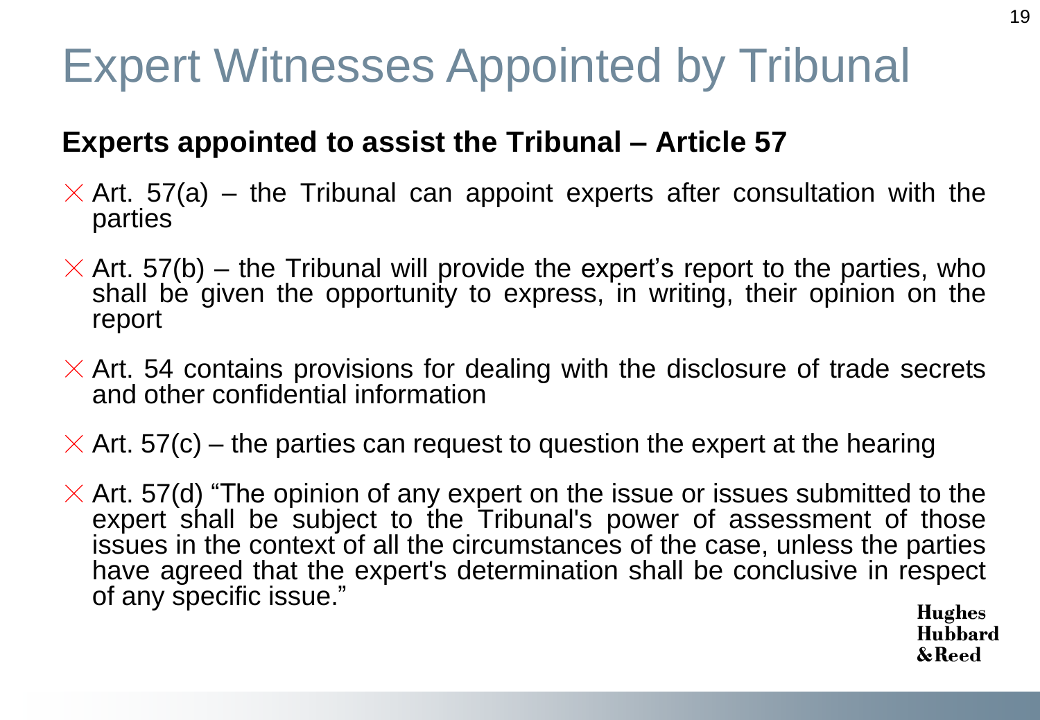# Expert Witnesses Appointed by Tribunal

**Experts appointed to assist the Tribunal – Article 57**

- Art. 57(a) – the Tribunal can appoint experts after consultation with the parties
- Art. 57(b) – the Tribunal will provide the expert's report to the parties, who shall be given the opportunity to express, in writing, their opinion on the report
- Art. 54 contains provisions for dealing with the disclosure of trade secrets and other confidential information
- Art. 57(c) – the parties can request to question the expert at the hearing
- Art. 57(d) "The opinion of any expert on the issue or issues submitted to the expert shall be subject to the Tribunal's power of assessment of those issues in the context of all the circumstances of the case, unless the parties have agreed that the expert's determination shall be conclusive in respect of any specific issue."

Hughes Hubbard & Reed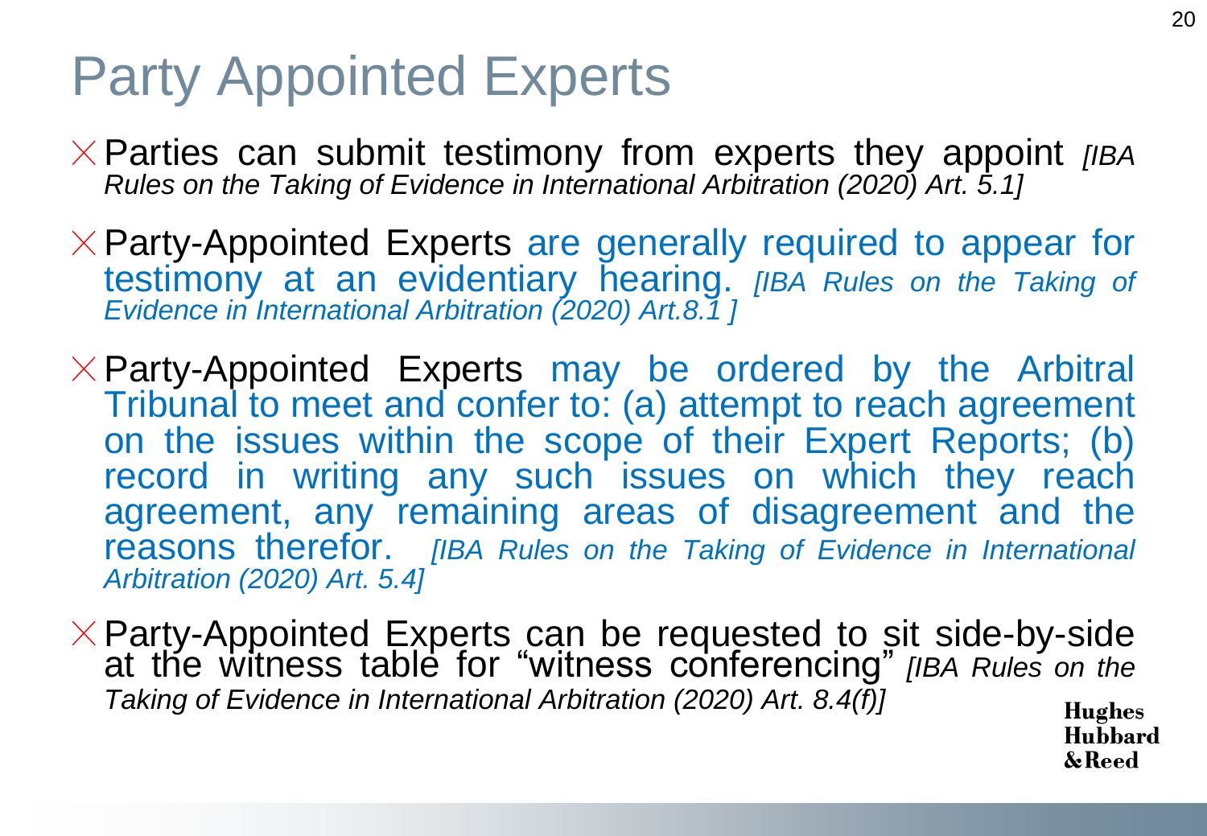# Party Appointed Experts

- Parties can submit testimony from experts they appoint *[IBA Rules on the Taking of Evidence in International Arbitration (2020) Art. 5.1]*
- Party-Appointed Experts are generally required to appear for testimony at an evidentiary hearing. *[IBA Rules on the Taking of Evidence in International Arbitration (2020) Art.8.1 ]*
- Party-Appointed Experts may be ordered by the Arbitral Tribunal to meet and confer to: (a) attempt to reach agreement on the issues within the scope of their Expert Reports; (b) record in writing any such issues on which they reach agreement, any remaining areas of disagreement and the reasons therefor. *[IBA Rules on the Taking of Evidence in International Arbitration (2020) Art. 5.4]*
- Party-Appointed Experts can be requested to sit side-by-side at the witness table for "witness conferencing" *[IBA Rules on the Taking of Evidence in International Arbitration (2020) Art. 8.4(f)]*

Hughes Hubbard & Reed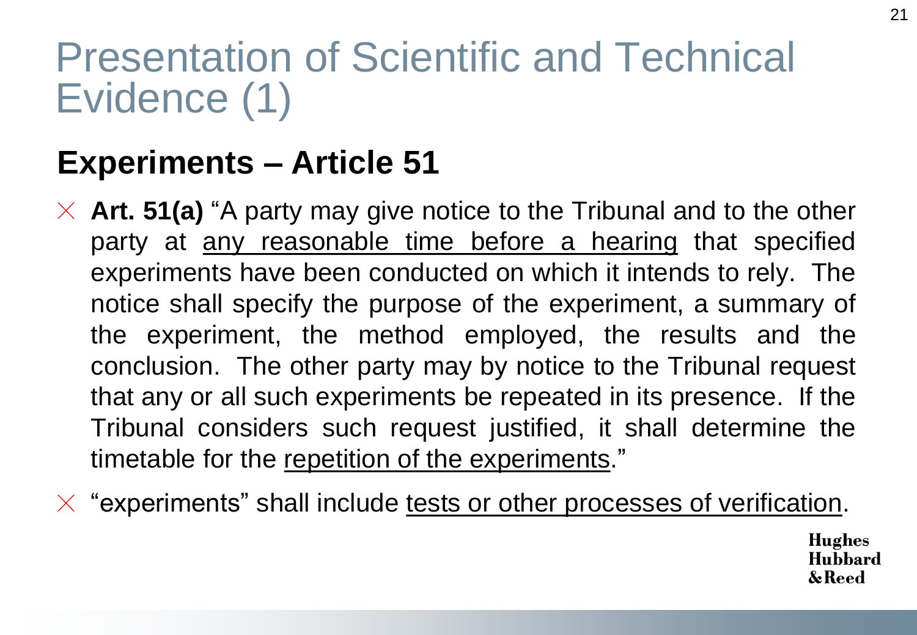# Presentation of Scientific and Technical Evidence (1)

## Experiments – Article 51

- **Art. 51(a)** "A party may give notice to the Tribunal and to the other party at <u>any reasonable time before a hearing</u> that specified experiments have been conducted on which it intends to rely. The notice shall specify the purpose of the experiment, a summary of the experiment, the method employed, the results and the conclusion. The other party may by notice to the Tribunal request that any or all such experiments be repeated in its presence. If the Tribunal considers such request justified, it shall determine the timetable for the <u>repetition of the experiments</u>."
- "experiments" shall include <u>tests or other processes of verification</u>.

Hughes Hubbard & Reed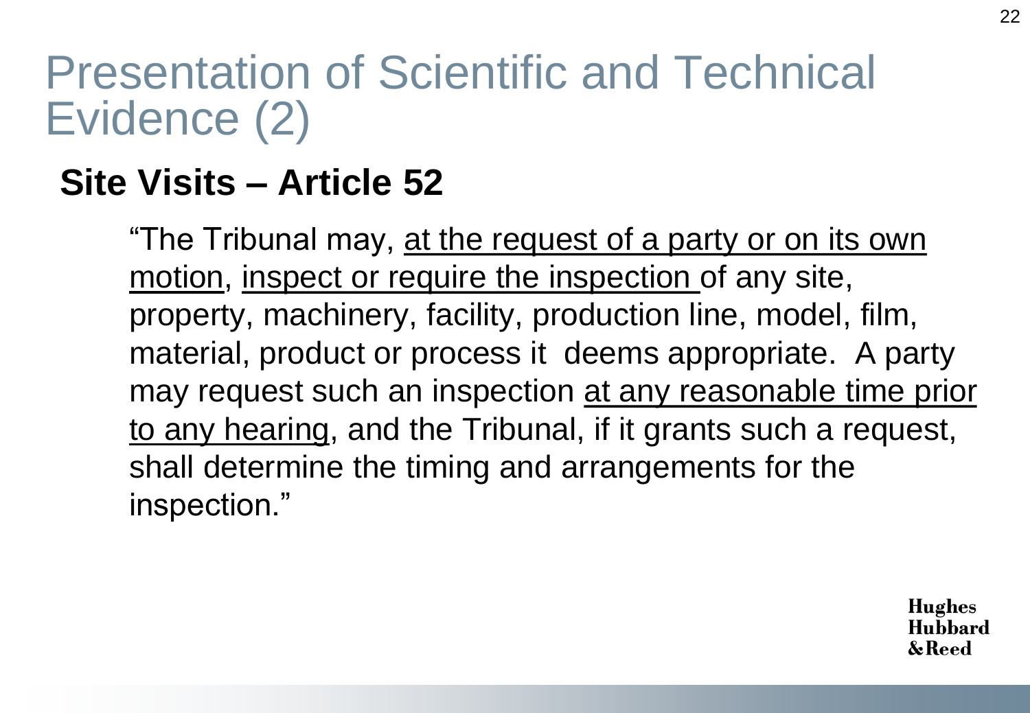# Presentation of Scientific and Technical Evidence (2)

## Site Visits – Article 52

> "The Tribunal may, <u>at the request of a party or on its own motion</u>, <u>inspect or require the inspection</u> of any site, property, machinery, facility, production line, model, film, material, product or process it deems appropriate. A party may request such an inspection <u>at any reasonable time prior to any hearing</u>, and the Tribunal, if it grants such a request, shall determine the timing and arrangements for the inspection."

Hughes Hubbard & Reed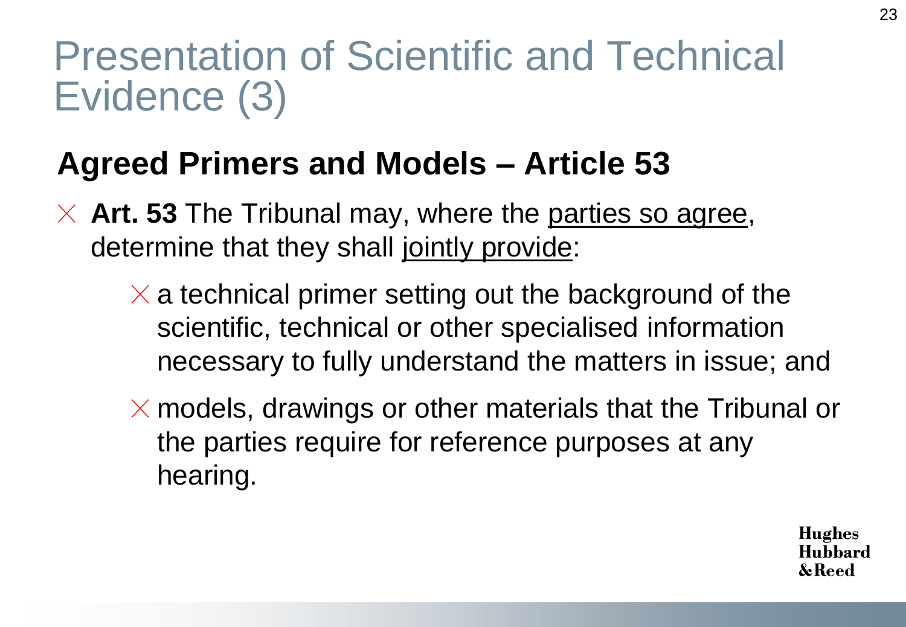# Presentation of Scientific and Technical Evidence (3)

## Agreed Primers and Models – Article 53

- **Art. 53** The Tribunal may, where the <u>parties so agree</u>, determine that they shall <u>jointly provide</u>:
  - a technical primer setting out the background of the scientific, technical or other specialised information necessary to fully understand the matters in issue; and
  - models, drawings or other materials that the Tribunal or the parties require for reference purposes at any hearing.

Hughes Hubbard & Reed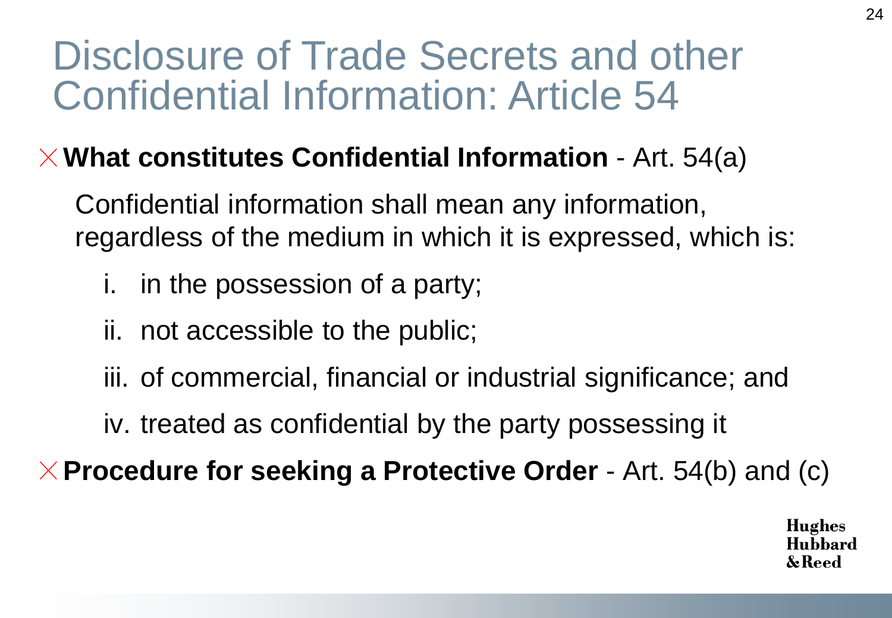# Disclosure of Trade Secrets and other Confidential Information: Article 54

- **What constitutes Confidential Information** - Art. 54(a)

  Confidential information shall mean any information, regardless of the medium in which it is expressed, which is:

  i. in the possession of a party;

  ii. not accessible to the public;

  iii. of commercial, financial or industrial significance; and

  iv. treated as confidential by the party possessing it

- **Procedure for seeking a Protective Order** - Art. 54(b) and (c)

Hughes Hubbard & Reed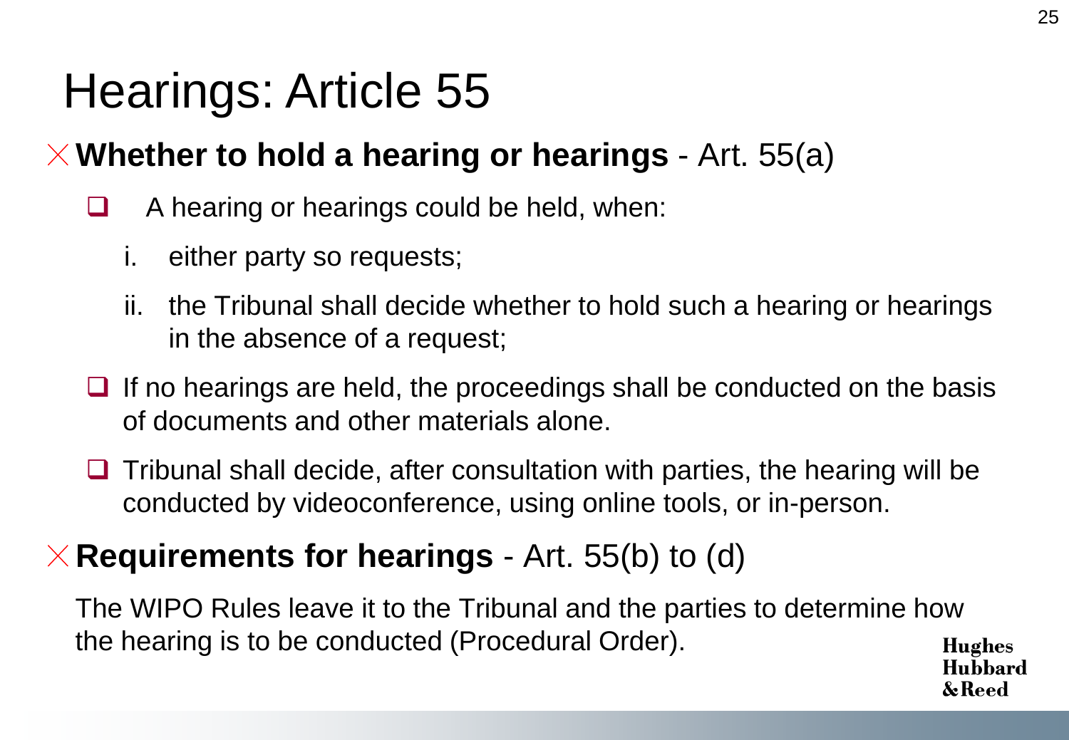# Hearings: Article 55

- **Whether to hold a hearing or hearings** - Art. 55(a)
  - A hearing or hearings could be held, when:
    1. either party so requests;
    2. the Tribunal shall decide whether to hold such a hearing or hearings in the absence of a request;
  - If no hearings are held, the proceedings shall be conducted on the basis of documents and other materials alone.
  - Tribunal shall decide, after consultation with parties, the hearing will be conducted by videoconference, using online tools, or in-person.
- **Requirements for hearings** - Art. 55(b) to (d)

The WIPO Rules leave it to the Tribunal and the parties to determine how the hearing is to be conducted (Procedural Order).

Hughes Hubbard & Reed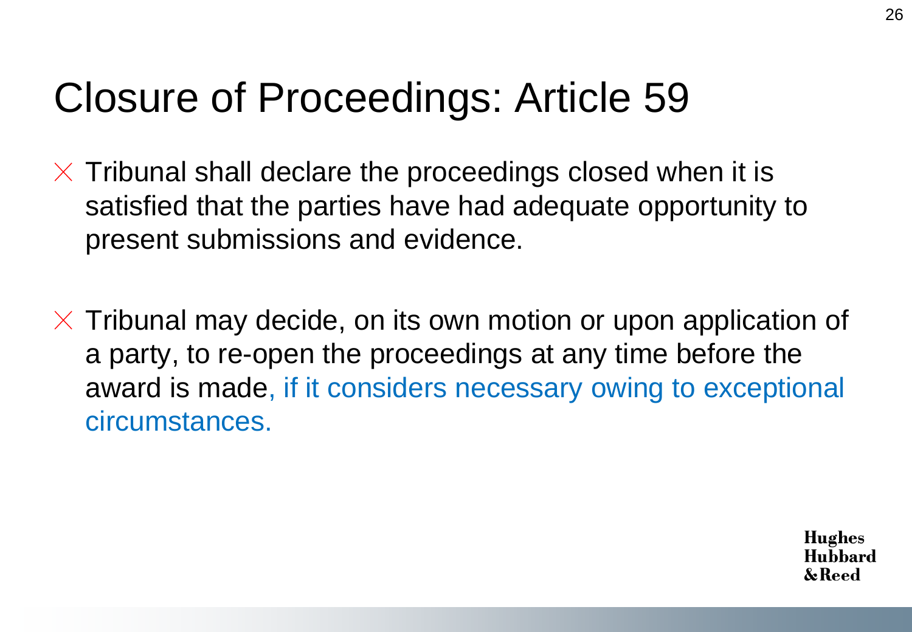# Closure of Proceedings: Article 59

- Tribunal shall declare the proceedings closed when it is satisfied that the parties have had adequate opportunity to present submissions and evidence.
- Tribunal may decide, on its own motion or upon application of a party, to re-open the proceedings at any time before the award is made, if it considers necessary owing to exceptional circumstances.

Hughes Hubbard & Reed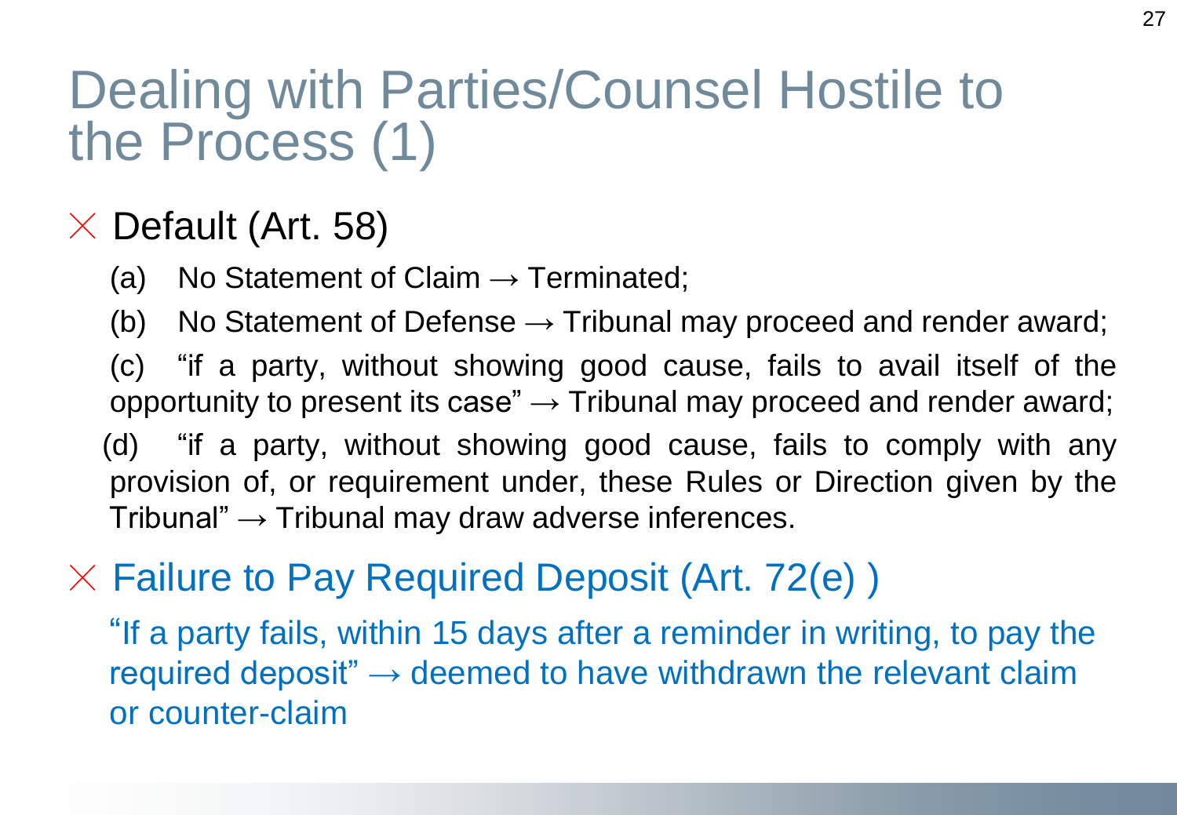# Dealing with Parties/Counsel Hostile to the Process (1)

- **Default (Art. 58)**

  (a) No Statement of Claim → Terminated;

  (b) No Statement of Defense → Tribunal may proceed and render award;

  (c) "if a party, without showing good cause, fails to avail itself of the opportunity to present its case" → Tribunal may proceed and render award;

  (d) "if a party, without showing good cause, fails to comply with any provision of, or requirement under, these Rules or Direction given by the Tribunal" → Tribunal may draw adverse inferences.

- **Failure to Pay Required Deposit (Art. 72(e) )**

  "If a party fails, within 15 days after a reminder in writing, to pay the required deposit" → deemed to have withdrawn the relevant claim or counter-claim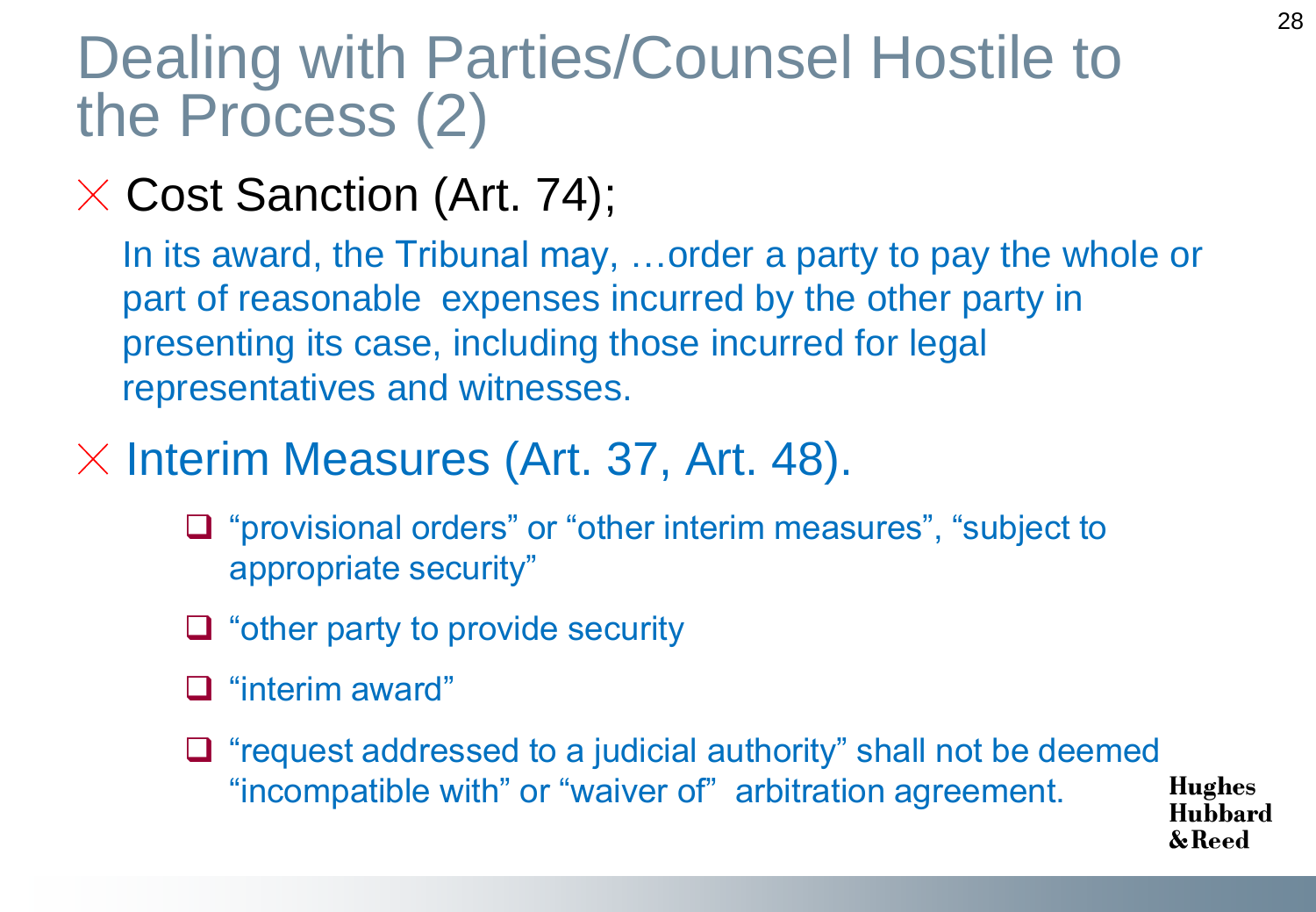# Dealing with Parties/Counsel Hostile to the Process (2)

- Cost Sanction (Art. 74);

  In its award, the Tribunal may, …order a party to pay the whole or part of reasonable expenses incurred by the other party in presenting its case, including those incurred for legal representatives and witnesses.

- Interim Measures (Art. 37, Art. 48).
  - "provisional orders" or "other interim measures", "subject to appropriate security"
  - "other party to provide security
  - "interim award"
  - "request addressed to a judicial authority" shall not be deemed "incompatible with" or "waiver of" arbitration agreement.

Hughes Hubbard & Reed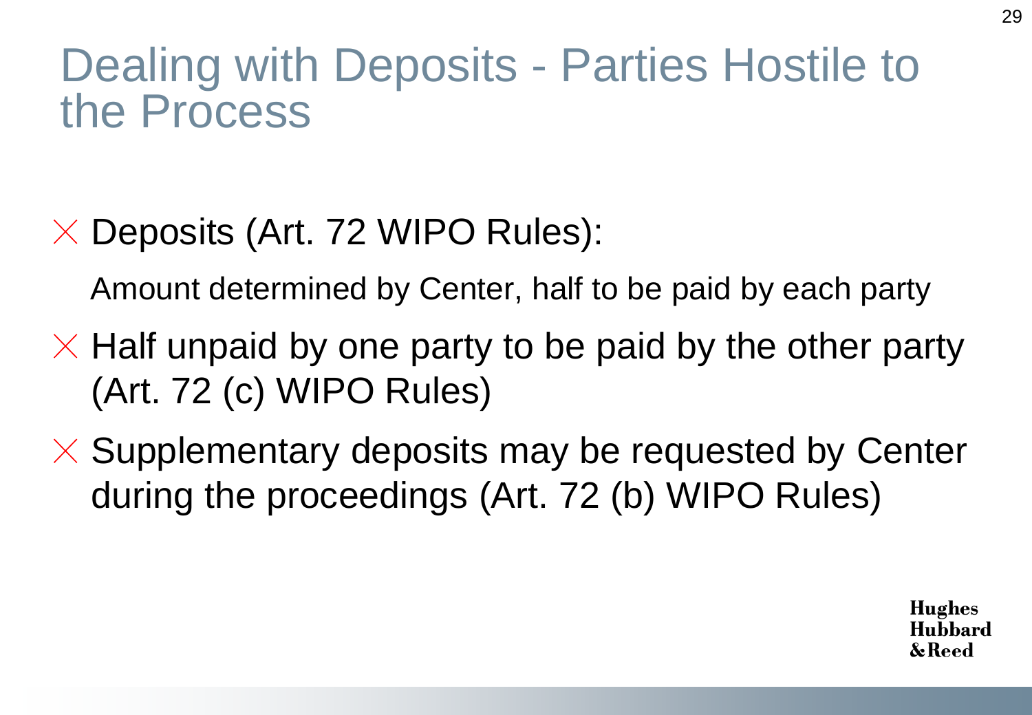# Dealing with Deposits - Parties Hostile to the Process

- Deposits (Art. 72 WIPO Rules):

  Amount determined by Center, half to be paid by each party

- Half unpaid by one party to be paid by the other party (Art. 72 (c) WIPO Rules)
- Supplementary deposits may be requested by Center during the proceedings (Art. 72 (b) WIPO Rules)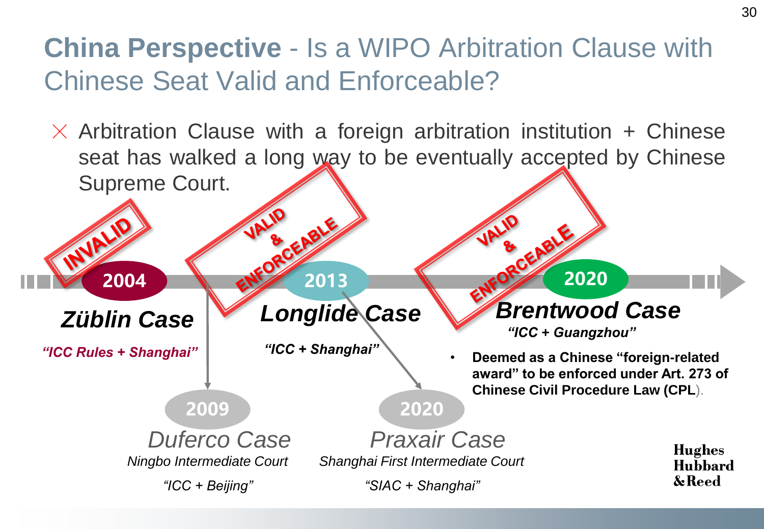# **China Perspective** - Is a WIPO Arbitration Clause with Chinese Seat Valid and Enforceable?

- Arbitration Clause with a foreign arbitration institution + Chinese seat has walked a long way to be eventually accepted by Chinese Supreme Court.

**INVALID**

**2004**

***Züblin Case***

*"ICC Rules + Shanghai"*

**2009**

*Duferco Case*

*Ningbo Intermediate Court*

*"ICC + Beijing"*

**VALID & ENFORCEABLE**

**2013**

***Longlide Case***

*"ICC + Shanghai"*

**2020**

*Praxair Case*

*Shanghai First Intermediate Court*

*"SIAC + Shanghai"*

**VALID & ENFORCEABLE**

**2020**

***Brentwood Case***

*"ICC + Guangzhou"*

- **Deemed as a Chinese "foreign-related award" to be enforced under Art. 273 of Chinese Civil Procedure Law (CPL)**.

Hughes Hubbard & Reed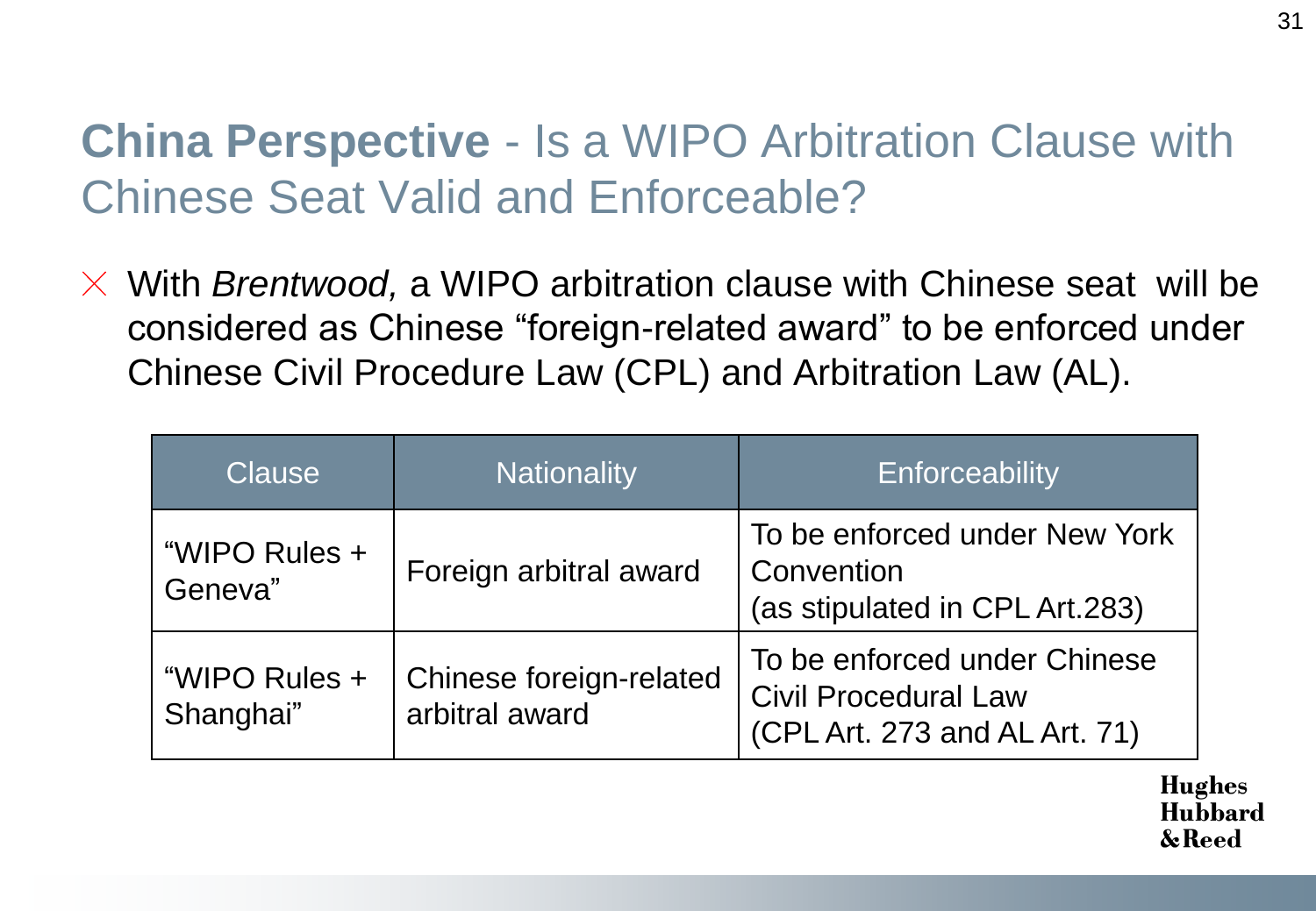# **China Perspective** - Is a WIPO Arbitration Clause with Chinese Seat Valid and Enforceable?

- With *Brentwood,* a WIPO arbitration clause with Chinese seat will be considered as Chinese "foreign-related award" to be enforced under Chinese Civil Procedure Law (CPL) and Arbitration Law (AL).

| Clause | Nationality | Enforceability |
|---|---|---|
| "WIPO Rules + Geneva" | Foreign arbitral award | To be enforced under New York Convention (as stipulated in CPL Art.283) |
| "WIPO Rules + Shanghai" | Chinese foreign-related arbitral award | To be enforced under Chinese Civil Procedural Law (CPL Art. 273 and AL Art. 71) |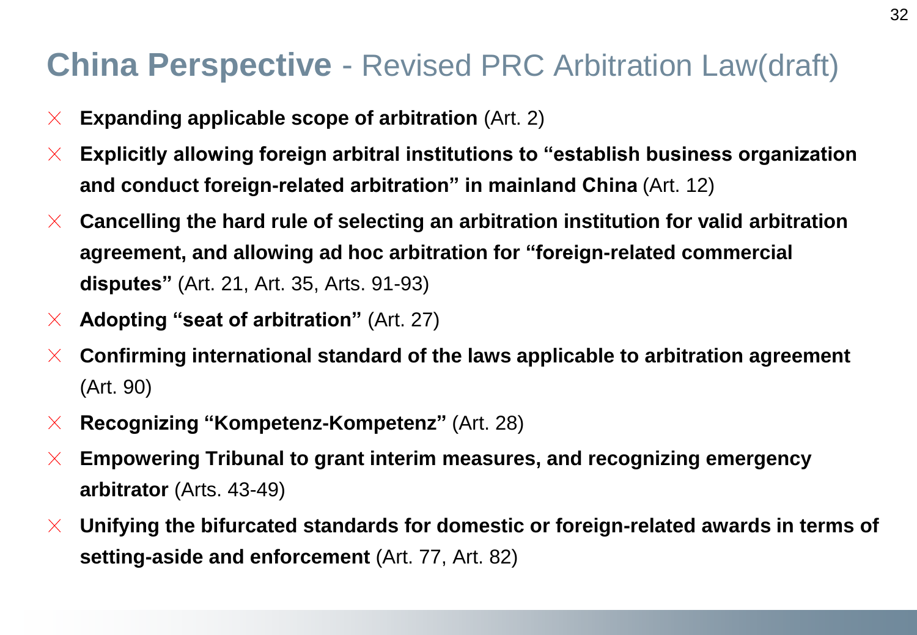# **China Perspective** - Revised PRC Arbitration Law(draft)

- **Expanding applicable scope of arbitration** (Art. 2)
- **Explicitly allowing foreign arbitral institutions to "establish business organization and conduct foreign-related arbitration" in mainland China** (Art. 12)
- **Cancelling the hard rule of selecting an arbitration institution for valid arbitration agreement, and allowing ad hoc arbitration for "foreign-related commercial disputes"** (Art. 21, Art. 35, Arts. 91-93)
- **Adopting "seat of arbitration"** (Art. 27)
- **Confirming international standard of the laws applicable to arbitration agreement** (Art. 90)
- **Recognizing "Kompetenz-Kompetenz"** (Art. 28)
- **Empowering Tribunal to grant interim measures, and recognizing emergency arbitrator** (Arts. 43-49)
- **Unifying the bifurcated standards for domestic or foreign-related awards in terms of setting-aside and enforcement** (Art. 77, Art. 82)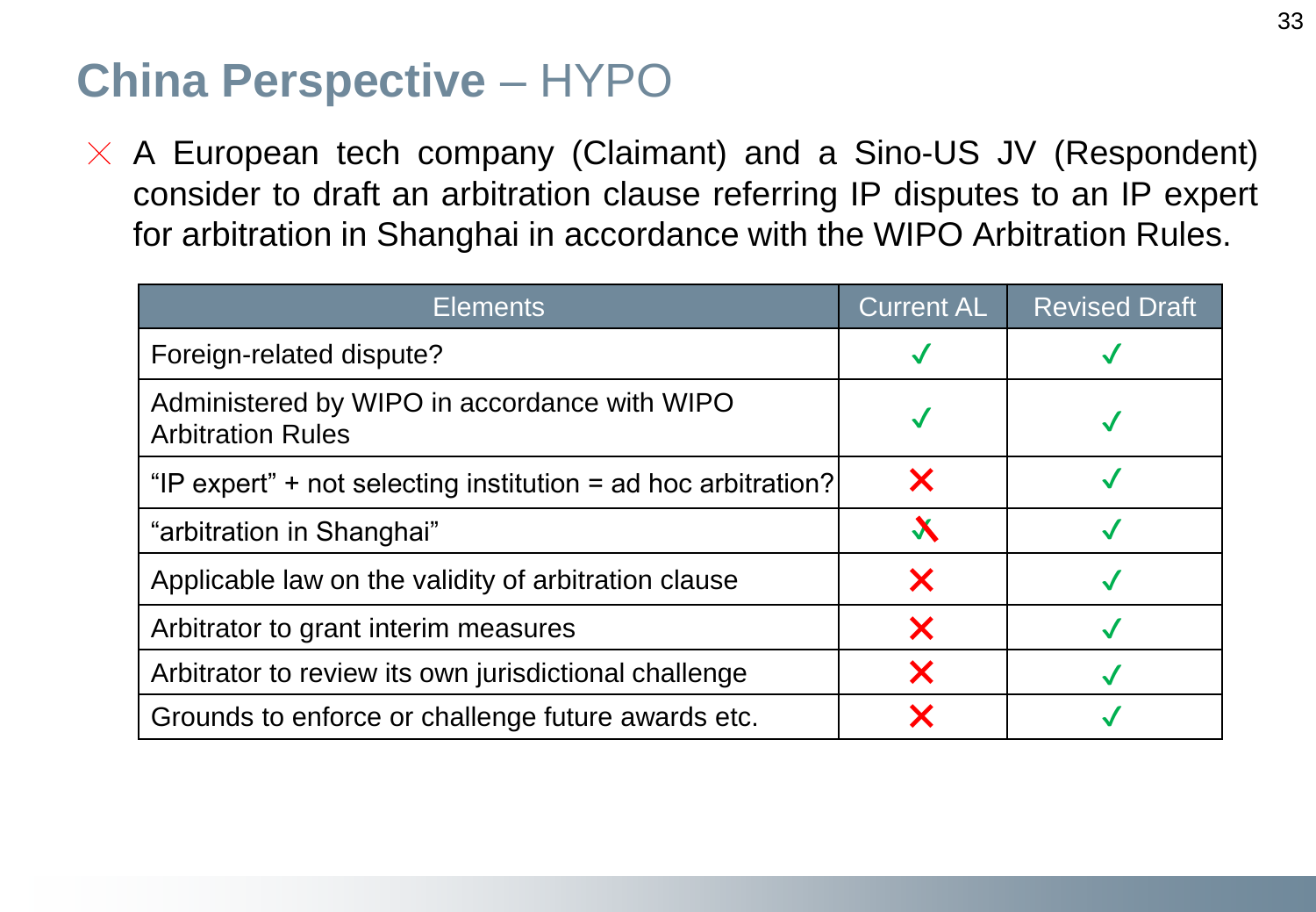# **China Perspective** – HYPO

- A European tech company (Claimant) and a Sino-US JV (Respondent) consider to draft an arbitration clause referring IP disputes to an IP expert for arbitration in Shanghai in accordance with the WIPO Arbitration Rules.

| Elements | Current AL | Revised Draft |
|---|---|---|
| Foreign-related dispute? | ✓ | ✓ |
| Administered by WIPO in accordance with WIPO Arbitration Rules | ✓ | ✓ |
| "IP expert" + not selecting institution = ad hoc arbitration? | ✗ | ✓ |
| "arbitration in Shanghai" | ✓✗ | ✓ |
| Applicable law on the validity of arbitration clause | ✗ | ✓ |
| Arbitrator to grant interim measures | ✗ | ✓ |
| Arbitrator to review its own jurisdictional challenge | ✗ | ✓ |
| Grounds to enforce or challenge future awards etc. | ✗ | ✓ |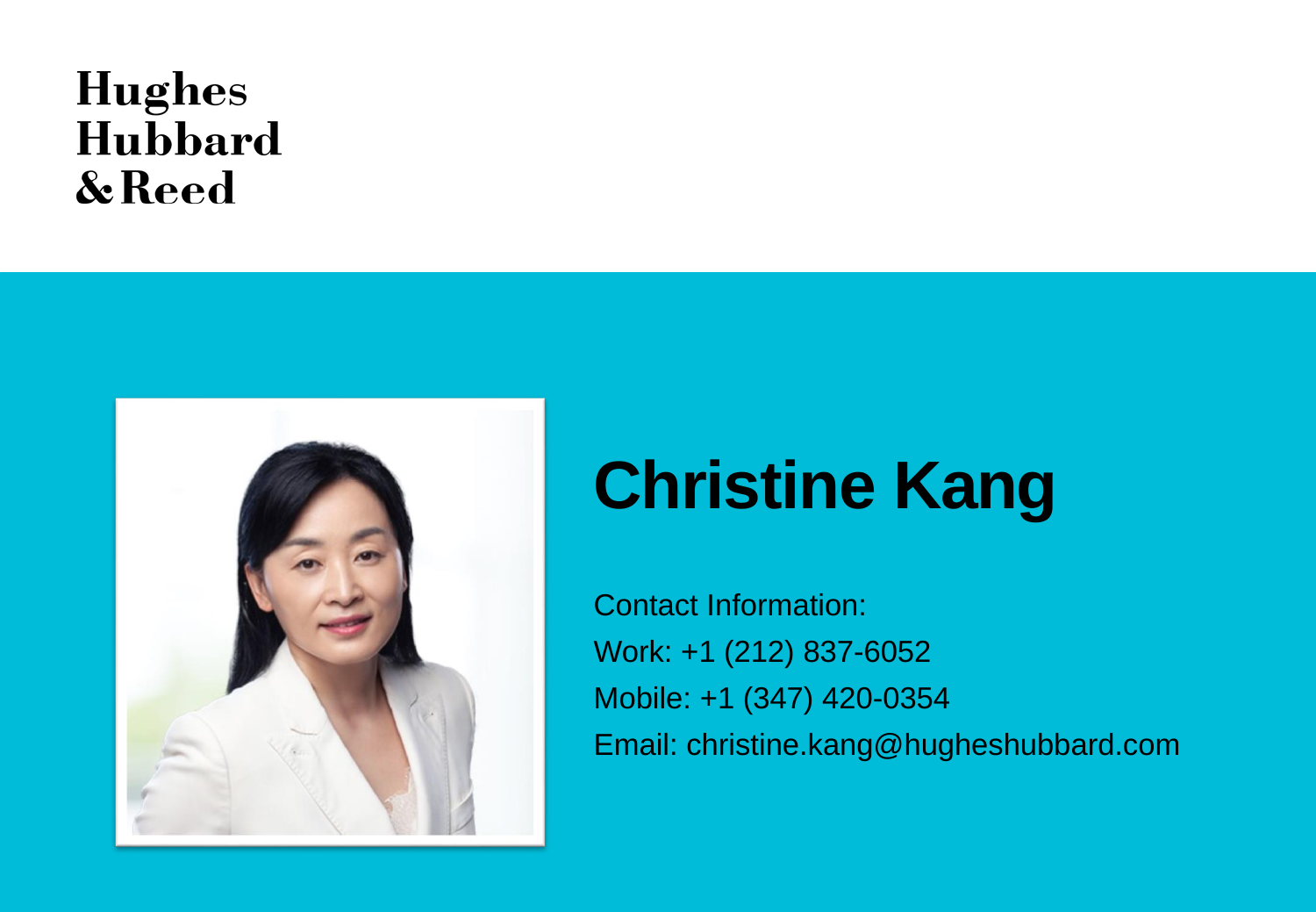Hughes
Hubbard
& Reed

# Christine Kang

Contact Information:
Work: +1 (212) 837-6052
Mobile: +1 (347) 420-0354
Email: christine.kang@hugheshubbard.com